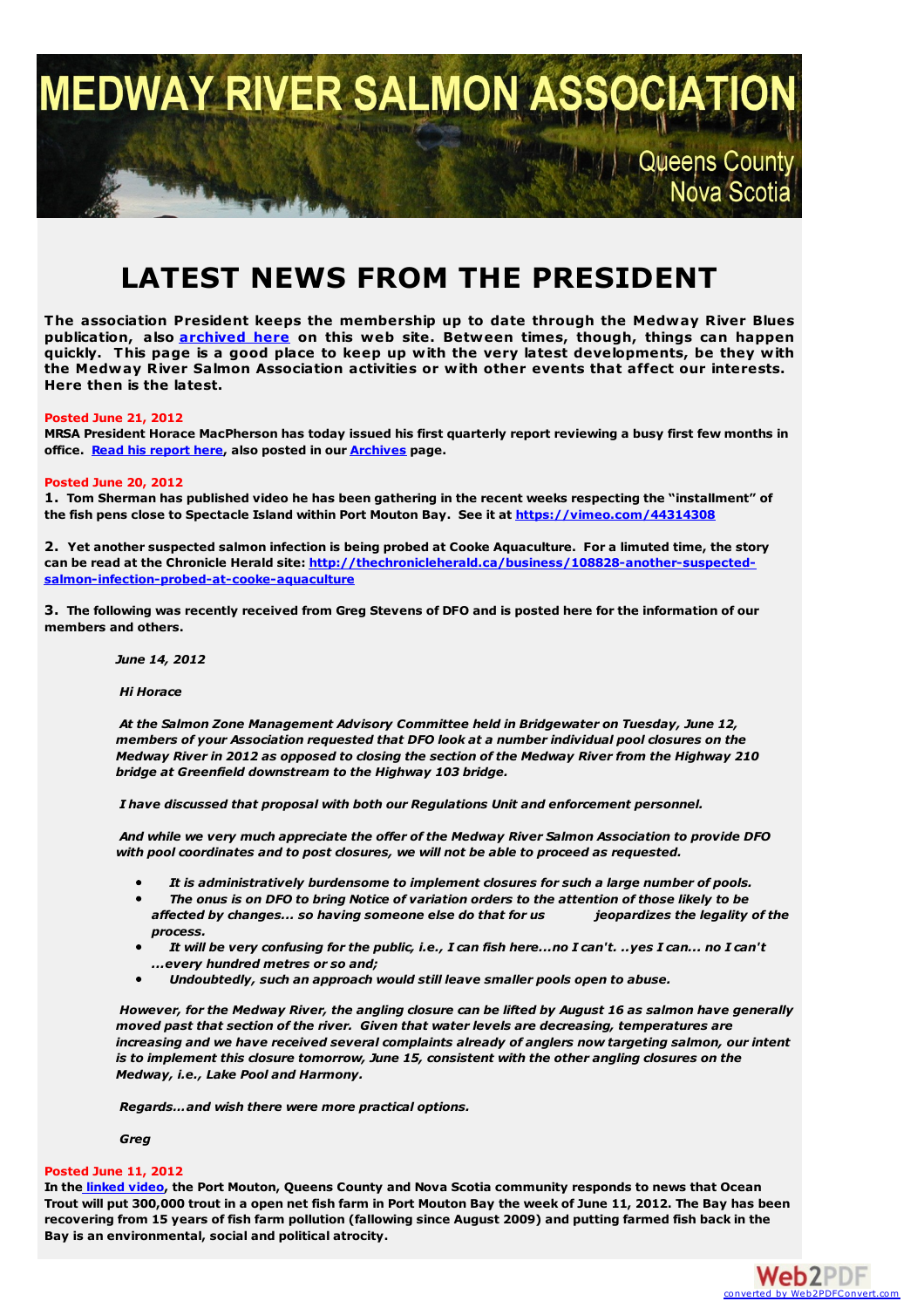# MEDWAY RIVER SALMON ASSOCIATION

Queens County
Nova Scotia

# LATEST NEWS FROM THE PRESIDENT

**The association President keeps the membership up to date through the Medway River Blues publication, also archived here on this web site. Between times, though, things can happen quickly. This page is a good place to keep up with the very latest developments, be they with the Medway River Salmon Association activities or with other events that affect our interests. Here then is the latest.**

**Posted June 21, 2012**

**MRSA President Horace MacPherson has today issued his first quarterly report reviewing a busy first few months in office. Read his report here, also posted in our Archives page.**

**Posted June 20, 2012**

**1. Tom Sherman has published video he has been gathering in the recent weeks respecting the "installment" of the fish pens close to Spectacle Island within Port Mouton Bay. See it at https://vimeo.com/44314308**

**2. Yet another suspected salmon infection is being probed at Cooke Aquaculture. For a limuted time, the story can be read at the Chronicle Herald site: http://thechronicleherald.ca/business/108828-another-suspected-salmon-infection-probed-at-cooke-aquaculture**

**3. The following was recently received from Greg Stevens of DFO and is posted here for the information of our members and others.**

> ***June 14, 2012***
>
> ***Hi Horace***
>
> ***At the Salmon Zone Management Advisory Committee held in Bridgewater on Tuesday, June 12, members of your Association requested that DFO look at a number individual pool closures on the Medway River in 2012 as opposed to closing the section of the Medway River from the Highway 210 bridge at Greenfield downstream to the Highway 103 bridge.***
>
> ***I have discussed that proposal with both our Regulations Unit and enforcement personnel.***
>
> ***And while we very much appreciate the offer of the Medway River Salmon Association to provide DFO with pool coordinates and to post closures, we will not be able to proceed as requested.***
>
> - ***It is administratively burdensome to implement closures for such a large number of pools.***
> - ***The onus is on DFO to bring Notice of variation orders to the attention of those likely to be affected by changes... so having someone else do that for us jeopardizes the legality of the process.***
> - ***It will be very confusing for the public, i.e., I can fish here...no I can't. ..yes I can... no I can't ...every hundred metres or so and;***
> - ***Undoubtedly, such an approach would still leave smaller pools open to abuse.***
>
> ***However, for the Medway River, the angling closure can be lifted by August 16 as salmon have generally moved past that section of the river. Given that water levels are decreasing, temperatures are increasing and we have received several complaints already of anglers now targeting salmon, our intent is to implement this closure tomorrow, June 15, consistent with the other angling closures on the Medway, i.e., Lake Pool and Harmony.***
>
> ***Regards...and wish there were more practical options.***
>
> ***Greg***

**Posted June 11, 2012**

**In the linked video, the Port Mouton, Queens County and Nova Scotia community responds to news that Ocean Trout will put 300,000 trout in a open net fish farm in Port Mouton Bay the week of June 11, 2012. The Bay has been recovering from 15 years of fish farm pollution (fallowing since August 2009) and putting farmed fish back in the Bay is an environmental, social and political atrocity.**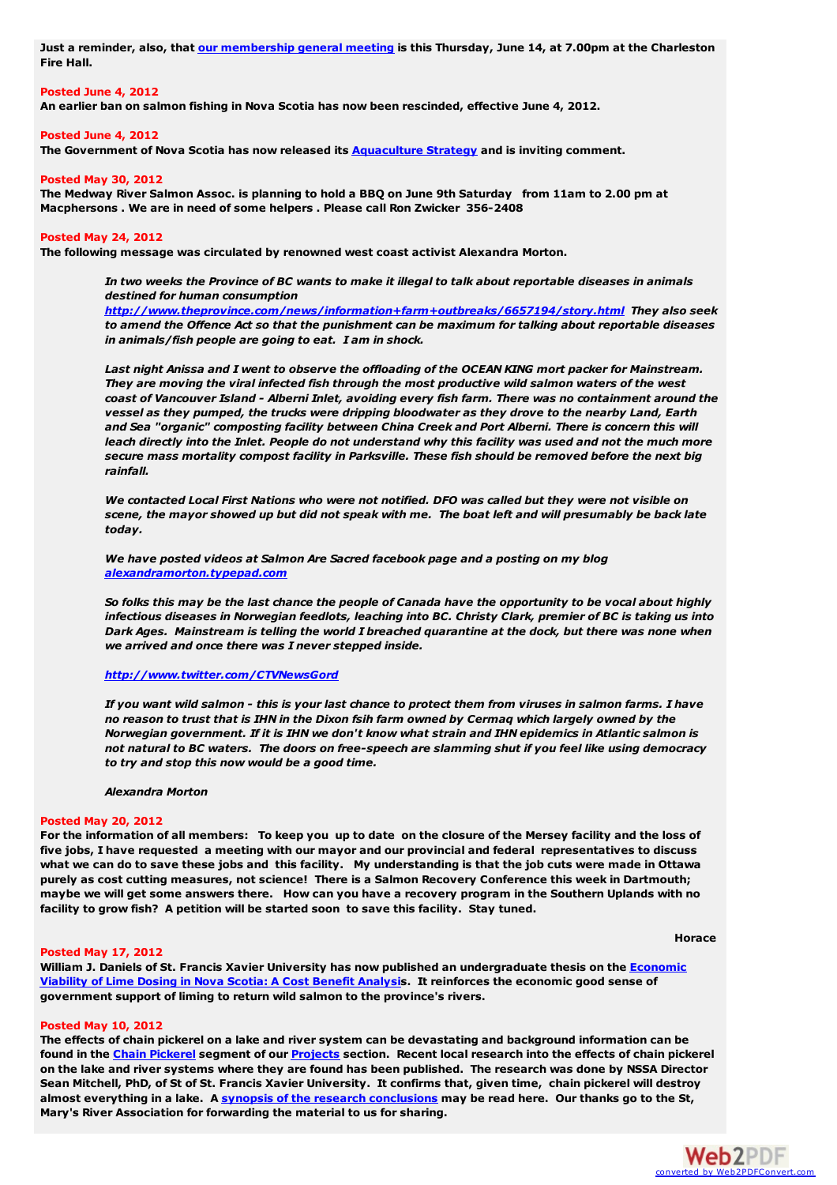**Just a reminder, also, that our membership general meeting is this Thursday, June 14, at 7.00pm at the Charleston Fire Hall.**

**Posted June 4, 2012**
**An earlier ban on salmon fishing in Nova Scotia has now been rescinded, effective June 4, 2012.**

**Posted June 4, 2012**
**The Government of Nova Scotia has now released its Aquaculture Strategy and is inviting comment.**

**Posted May 30, 2012**
**The Medway River Salmon Assoc. is planning to hold a BBQ on June 9th Saturday from 11am to 2.00 pm at Macphersons . We are in need of some helpers . Please call Ron Zwicker 356-2408**

**Posted May 24, 2012**
**The following message was circulated by renowned west coast activist Alexandra Morton.**

> ***In two weeks the Province of BC wants to make it illegal to talk about reportable diseases in animals destined for human consumption http://www.theprovince.com/news/information+farm+outbreaks/6657194/story.html They also seek to amend the Offence Act so that the punishment can be maximum for talking about reportable diseases in animals/fish people are going to eat. I am in shock.***
>
> ***Last night Anissa and I went to observe the offloading of the OCEAN KING mort packer for Mainstream. They are moving the viral infected fish through the most productive wild salmon waters of the west coast of Vancouver Island - Alberni Inlet, avoiding every fish farm. There was no containment around the vessel as they pumped, the trucks were dripping bloodwater as they drove to the nearby Land, Earth and Sea "organic" composting facility between China Creek and Port Alberni. There is concern this will leach directly into the Inlet. People do not understand why this facility was used and not the much more secure mass mortality compost facility in Parksville. These fish should be removed before the next big rainfall.***
>
> ***We contacted Local First Nations who were not notified. DFO was called but they were not visible on scene, the mayor showed up but did not speak with me. The boat left and will presumably be back late today.***
>
> ***We have posted videos at Salmon Are Sacred facebook page and a posting on my blog alexandramorton.typepad.com***
>
> ***So folks this may be the last chance the people of Canada have the opportunity to be vocal about highly infectious diseases in Norwegian feedlots, leaching into BC. Christy Clark, premier of BC is taking us into Dark Ages. Mainstream is telling the world I breached quarantine at the dock, but there was none when we arrived and once there was I never stepped inside.***
>
> ***http://www.twitter.com/CTVNewsGord***
>
> ***If you want wild salmon - this is your last chance to protect them from viruses in salmon farms. I have no reason to trust that is IHN in the Dixon fsih farm owned by Cermaq which largely owned by the Norwegian government. If it is IHN we don't know what strain and IHN epidemics in Atlantic salmon is not natural to BC waters. The doors on free-speech are slamming shut if you feel like using democracy to try and stop this now would be a good time.***
>
> ***Alexandra Morton***

**Posted May 20, 2012**
**For the information of all members: To keep you up to date on the closure of the Mersey facility and the loss of five jobs, I have requested a meeting with our mayor and our provincial and federal representatives to discuss what we can do to save these jobs and this facility. My understanding is that the job cuts were made in Ottawa purely as cost cutting measures, not science! There is a Salmon Recovery Conference this week in Dartmouth; maybe we will get some answers there. How can you have a recovery program in the Southern Uplands with no facility to grow fish? A petition will be started soon to save this facility. Stay tuned.**

**Horace**

**Posted May 17, 2012**
**William J. Daniels of St. Francis Xavier University has now published an undergraduate thesis on the Economic Viability of Lime Dosing in Nova Scotia: A Cost Benefit Analysis. It reinforces the economic good sense of government support of liming to return wild salmon to the province's rivers.**

**Posted May 10, 2012**
**The effects of chain pickerel on a lake and river system can be devastating and background information can be found in the Chain Pickerel segment of our Projects section. Recent local research into the effects of chain pickerel on the lake and river systems where they are found has been published. The research was done by NSSA Director Sean Mitchell, PhD, of St of St. Francis Xavier University. It confirms that, given time, chain pickerel will destroy almost everything in a lake. A synopsis of the research conclusions may be read here. Our thanks go to the St, Mary's River Association for forwarding the material to us for sharing.**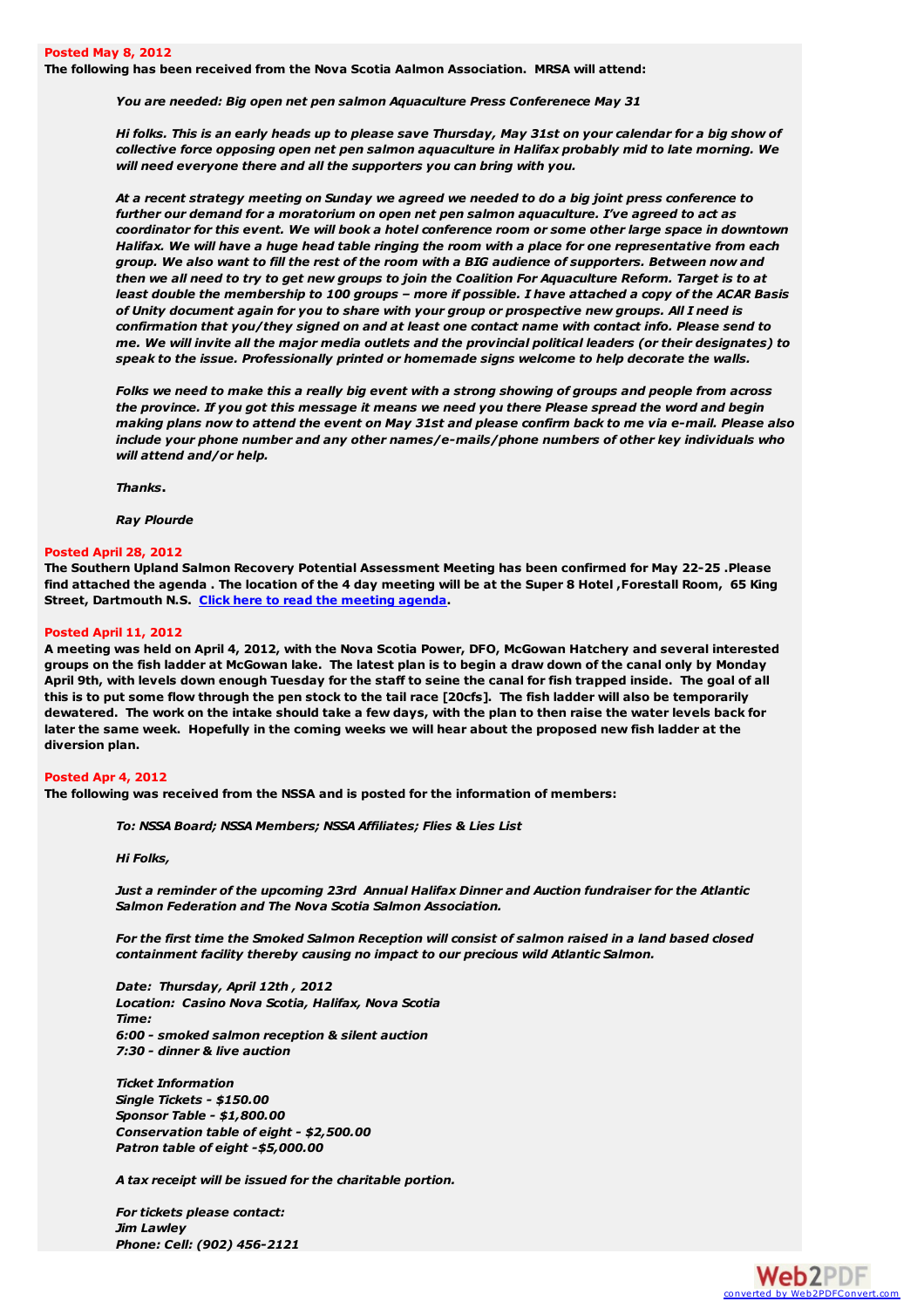**Posted May 8, 2012**

**The following has been received from the Nova Scotia Aalmon Association. MRSA will attend:**

> ***You are needed: Big open net pen salmon Aquaculture Press Conferenece May 31***
>
> ***Hi folks. This is an early heads up to please save Thursday, May 31st on your calendar for a big show of collective force opposing open net pen salmon aquaculture in Halifax probably mid to late morning. We will need everyone there and all the supporters you can bring with you.***
>
> ***At a recent strategy meeting on Sunday we agreed we needed to do a big joint press conference to further our demand for a moratorium on open net pen salmon aquaculture. I've agreed to act as coordinator for this event. We will book a hotel conference room or some other large space in downtown Halifax. We will have a huge head table ringing the room with a place for one representative from each group. We also want to fill the rest of the room with a BIG audience of supporters. Between now and then we all need to try to get new groups to join the Coalition For Aquaculture Reform. Target is to at least double the membership to 100 groups – more if possible. I have attached a copy of the ACAR Basis of Unity document again for you to share with your group or prospective new groups. All I need is confirmation that you/they signed on and at least one contact name with contact info. Please send to me. We will invite all the major media outlets and the provincial political leaders (or their designates) to speak to the issue. Professionally printed or homemade signs welcome to help decorate the walls.***
>
> ***Folks we need to make this a really big event with a strong showing of groups and people from across the province. If you got this message it means we need you there Please spread the word and begin making plans now to attend the event on May 31st and please confirm back to me via e-mail. Please also include your phone number and any other names/e-mails/phone numbers of other key individuals who will attend and/or help.***
>
> ***Thanks.***
>
> ***Ray Plourde***

**Posted April 28, 2012**

**The Southern Upland Salmon Recovery Potential Assessment Meeting has been confirmed for May 22-25 .Please find attached the agenda . The location of the 4 day meeting will be at the Super 8 Hotel ,Forestall Room, 65 King Street, Dartmouth N.S. Click here to read the meeting agenda.**

**Posted April 11, 2012**

**A meeting was held on April 4, 2012, with the Nova Scotia Power, DFO, McGowan Hatchery and several interested groups on the fish ladder at McGowan lake. The latest plan is to begin a draw down of the canal only by Monday April 9th, with levels down enough Tuesday for the staff to seine the canal for fish trapped inside. The goal of all this is to put some flow through the pen stock to the tail race [20cfs]. The fish ladder will also be temporarily dewatered. The work on the intake should take a few days, with the plan to then raise the water levels back for later the same week. Hopefully in the coming weeks we will hear about the proposed new fish ladder at the diversion plan.**

**Posted Apr 4, 2012**

**The following was received from the NSSA and is posted for the information of members:**

> ***To: NSSA Board; NSSA Members; NSSA Affiliates; Flies & Lies List***
>
> ***Hi Folks,***
>
> ***Just a reminder of the upcoming 23rd Annual Halifax Dinner and Auction fundraiser for the Atlantic Salmon Federation and The Nova Scotia Salmon Association.***
>
> ***For the first time the Smoked Salmon Reception will consist of salmon raised in a land based closed containment facility thereby causing no impact to our precious wild Atlantic Salmon.***
>
> ***Date: Thursday, April 12th , 2012***
> ***Location: Casino Nova Scotia, Halifax, Nova Scotia***
> ***Time:***
> ***6:00 - smoked salmon reception & silent auction***
> ***7:30 - dinner & live auction***
>
> ***Ticket Information***
> ***Single Tickets - $150.00***
> ***Sponsor Table - $1,800.00***
> ***Conservation table of eight - $2,500.00***
> ***Patron table of eight -$5,000.00***
>
> ***A tax receipt will be issued for the charitable portion.***
>
> ***For tickets please contact:***
> ***Jim Lawley***
> ***Phone: Cell: (902) 456-2121***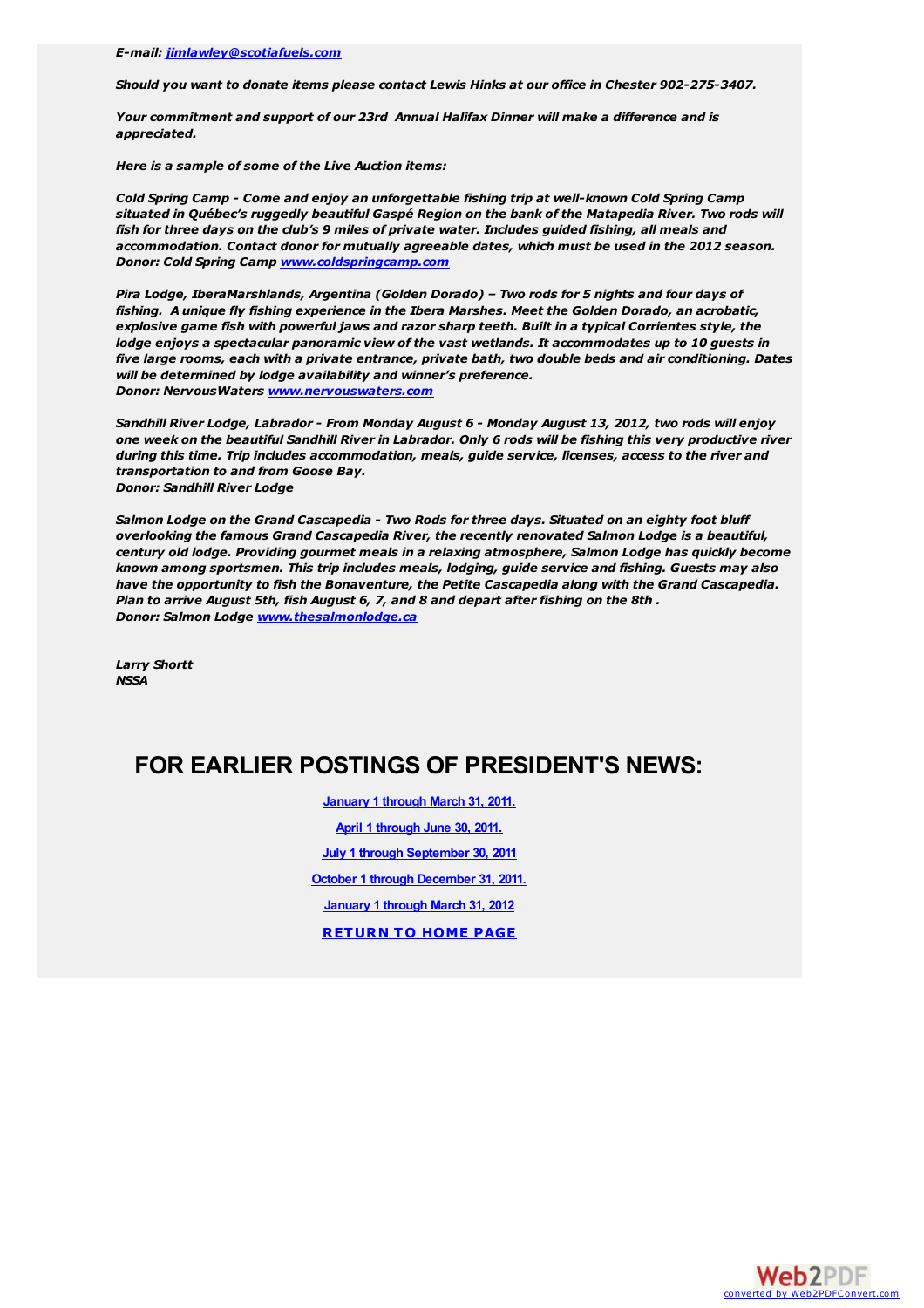***E-mail: [jimlawley@scotiafuels.com](mailto:jimlawley@scotiafuels.com)***

***Should you want to donate items please contact Lewis Hinks at our office in Chester 902-275-3407.***

***Your commitment and support of our 23rd Annual Halifax Dinner will make a difference and is appreciated.***

***Here is a sample of some of the Live Auction items:***

***Cold Spring Camp - Come and enjoy an unforgettable fishing trip at well-known Cold Spring Camp situated in Québec's ruggedly beautiful Gaspé Region on the bank of the Matapedia River. Two rods will fish for three days on the club's 9 miles of private water. Includes guided fishing, all meals and accommodation. Contact donor for mutually agreeable dates, which must be used in the 2012 season. Donor: Cold Spring Camp [www.coldspringcamp.com](http://www.coldspringcamp.com)***

***Pira Lodge, IberaMarshlands, Argentina (Golden Dorado) – Two rods for 5 nights and four days of fishing. A unique fly fishing experience in the Ibera Marshes. Meet the Golden Dorado, an acrobatic, explosive game fish with powerful jaws and razor sharp teeth. Built in a typical Corrientes style, the lodge enjoys a spectacular panoramic view of the vast wetlands. It accommodates up to 10 guests in five large rooms, each with a private entrance, private bath, two double beds and air conditioning. Dates will be determined by lodge availability and winner's preference.***
***Donor: NervousWaters [www.nervouswaters.com](http://www.nervouswaters.com)***

***Sandhill River Lodge, Labrador - From Monday August 6 - Monday August 13, 2012, two rods will enjoy one week on the beautiful Sandhill River in Labrador. Only 6 rods will be fishing this very productive river during this time. Trip includes accommodation, meals, guide service, licenses, access to the river and transportation to and from Goose Bay.***
***Donor: Sandhill River Lodge***

***Salmon Lodge on the Grand Cascapedia - Two Rods for three days. Situated on an eighty foot bluff overlooking the famous Grand Cascapedia River, the recently renovated Salmon Lodge is a beautiful, century old lodge. Providing gourmet meals in a relaxing atmosphere, Salmon Lodge has quickly become known among sportsmen. This trip includes meals, lodging, guide service and fishing. Guests may also have the opportunity to fish the Bonaventure, the Petite Cascapedia along with the Grand Cascapedia. Plan to arrive August 5th, fish August 6, 7, and 8 and depart after fishing on the 8th .***
***Donor: Salmon Lodge [www.thesalmonlodge.ca](http://www.thesalmonlodge.ca)***

***Larry Shortt***
***NSSA***

## FOR EARLIER POSTINGS OF PRESIDENT'S NEWS:

[January 1 through March 31, 2011.]()

[April 1 through June 30, 2011.]()

[July 1 through September 30, 2011]()

[October 1 through December 31, 2011.]()

[January 1 through March 31, 2012]()

[**RETURN TO HOME PAGE**]()